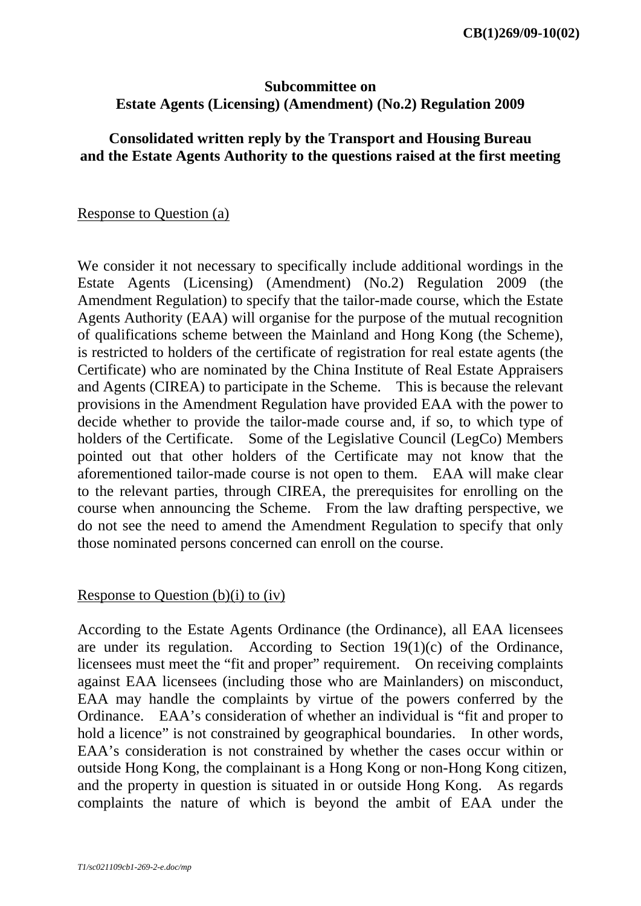CB(1)269/09-10(02)

**Subcommittee on**
**Estate Agents (Licensing) (Amendment) (No.2) Regulation 2009**

**Consolidated written reply by the Transport and Housing Bureau and the Estate Agents Authority to the questions raised at the first meeting**

Response to Question (a)

We consider it not necessary to specifically include additional wordings in the Estate Agents (Licensing) (Amendment) (No.2) Regulation 2009 (the Amendment Regulation) to specify that the tailor-made course, which the Estate Agents Authority (EAA) will organise for the purpose of the mutual recognition of qualifications scheme between the Mainland and Hong Kong (the Scheme), is restricted to holders of the certificate of registration for real estate agents (the Certificate) who are nominated by the China Institute of Real Estate Appraisers and Agents (CIREA) to participate in the Scheme. This is because the relevant provisions in the Amendment Regulation have provided EAA with the power to decide whether to provide the tailor-made course and, if so, to which type of holders of the Certificate. Some of the Legislative Council (LegCo) Members pointed out that other holders of the Certificate may not know that the aforementioned tailor-made course is not open to them. EAA will make clear to the relevant parties, through CIREA, the prerequisites for enrolling on the course when announcing the Scheme. From the law drafting perspective, we do not see the need to amend the Amendment Regulation to specify that only those nominated persons concerned can enroll on the course.

Response to Question (b)(i) to (iv)

According to the Estate Agents Ordinance (the Ordinance), all EAA licensees are under its regulation. According to Section 19(1)(c) of the Ordinance, licensees must meet the "fit and proper" requirement. On receiving complaints against EAA licensees (including those who are Mainlanders) on misconduct, EAA may handle the complaints by virtue of the powers conferred by the Ordinance. EAA's consideration of whether an individual is "fit and proper to hold a licence" is not constrained by geographical boundaries. In other words, EAA's consideration is not constrained by whether the cases occur within or outside Hong Kong, the complainant is a Hong Kong or non-Hong Kong citizen, and the property in question is situated in or outside Hong Kong. As regards complaints the nature of which is beyond the ambit of EAA under the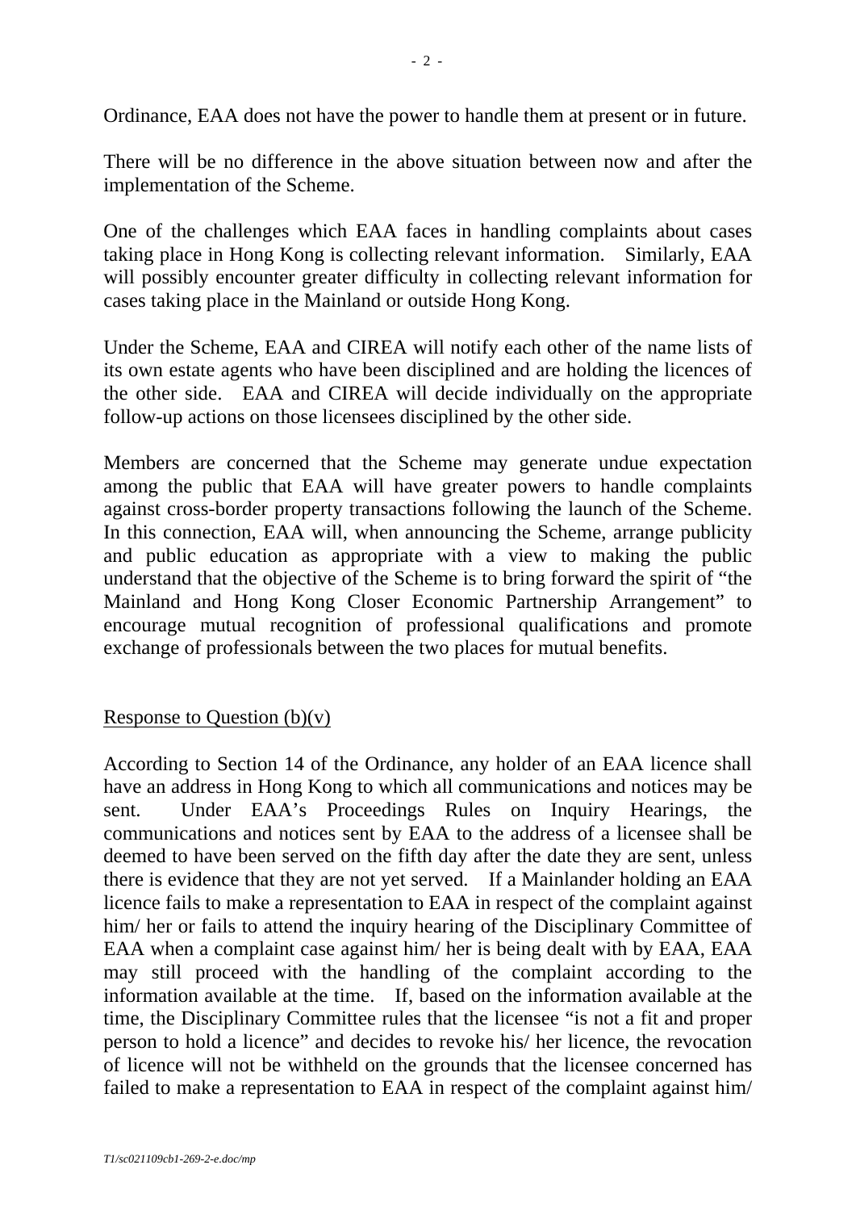Ordinance, EAA does not have the power to handle them at present or in future.

There will be no difference in the above situation between now and after the implementation of the Scheme.

One of the challenges which EAA faces in handling complaints about cases taking place in Hong Kong is collecting relevant information. Similarly, EAA will possibly encounter greater difficulty in collecting relevant information for cases taking place in the Mainland or outside Hong Kong.

Under the Scheme, EAA and CIREA will notify each other of the name lists of its own estate agents who have been disciplined and are holding the licences of the other side. EAA and CIREA will decide individually on the appropriate follow-up actions on those licensees disciplined by the other side.

Members are concerned that the Scheme may generate undue expectation among the public that EAA will have greater powers to handle complaints against cross-border property transactions following the launch of the Scheme. In this connection, EAA will, when announcing the Scheme, arrange publicity and public education as appropriate with a view to making the public understand that the objective of the Scheme is to bring forward the spirit of "the Mainland and Hong Kong Closer Economic Partnership Arrangement" to encourage mutual recognition of professional qualifications and promote exchange of professionals between the two places for mutual benefits.

<u>Response to Question (b)(v)</u>

According to Section 14 of the Ordinance, any holder of an EAA licence shall have an address in Hong Kong to which all communications and notices may be sent. Under EAA's Proceedings Rules on Inquiry Hearings, the communications and notices sent by EAA to the address of a licensee shall be deemed to have been served on the fifth day after the date they are sent, unless there is evidence that they are not yet served. If a Mainlander holding an EAA licence fails to make a representation to EAA in respect of the complaint against him/ her or fails to attend the inquiry hearing of the Disciplinary Committee of EAA when a complaint case against him/ her is being dealt with by EAA, EAA may still proceed with the handling of the complaint according to the information available at the time. If, based on the information available at the time, the Disciplinary Committee rules that the licensee "is not a fit and proper person to hold a licence" and decides to revoke his/ her licence, the revocation of licence will not be withheld on the grounds that the licensee concerned has failed to make a representation to EAA in respect of the complaint against him/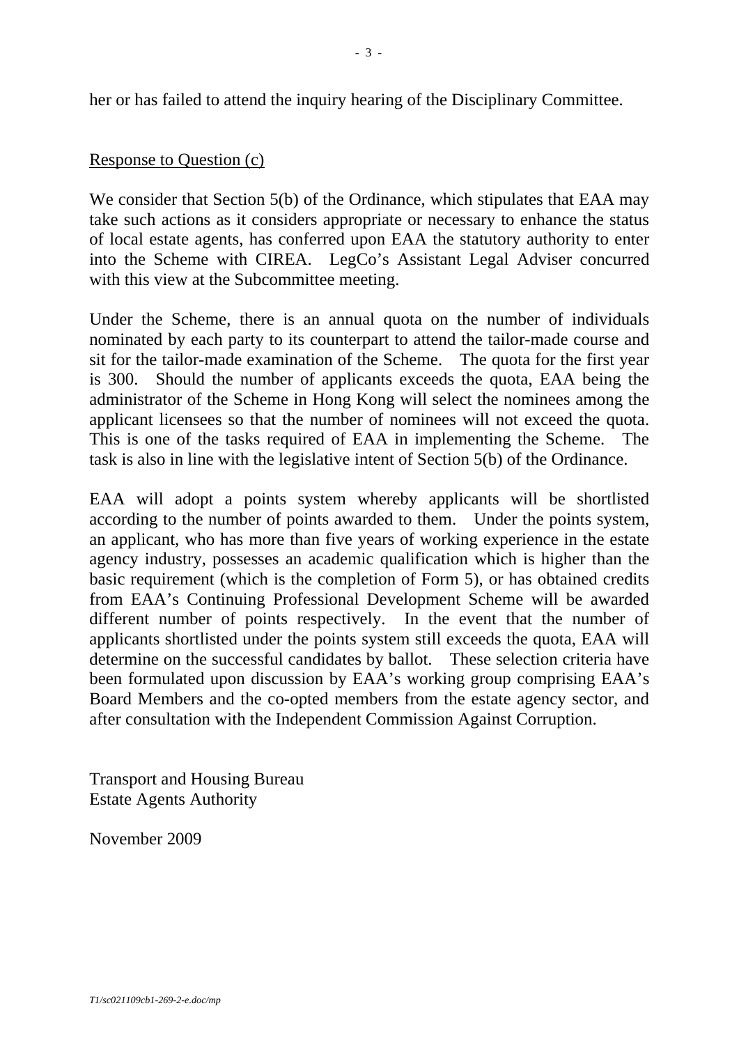her or has failed to attend the inquiry hearing of the Disciplinary Committee.

Response to Question (c)

We consider that Section 5(b) of the Ordinance, which stipulates that EAA may take such actions as it considers appropriate or necessary to enhance the status of local estate agents, has conferred upon EAA the statutory authority to enter into the Scheme with CIREA. LegCo's Assistant Legal Adviser concurred with this view at the Subcommittee meeting.

Under the Scheme, there is an annual quota on the number of individuals nominated by each party to its counterpart to attend the tailor-made course and sit for the tailor-made examination of the Scheme. The quota for the first year is 300. Should the number of applicants exceeds the quota, EAA being the administrator of the Scheme in Hong Kong will select the nominees among the applicant licensees so that the number of nominees will not exceed the quota. This is one of the tasks required of EAA in implementing the Scheme. The task is also in line with the legislative intent of Section 5(b) of the Ordinance.

EAA will adopt a points system whereby applicants will be shortlisted according to the number of points awarded to them. Under the points system, an applicant, who has more than five years of working experience in the estate agency industry, possesses an academic qualification which is higher than the basic requirement (which is the completion of Form 5), or has obtained credits from EAA's Continuing Professional Development Scheme will be awarded different number of points respectively. In the event that the number of applicants shortlisted under the points system still exceeds the quota, EAA will determine on the successful candidates by ballot. These selection criteria have been formulated upon discussion by EAA's working group comprising EAA's Board Members and the co-opted members from the estate agency sector, and after consultation with the Independent Commission Against Corruption.

Transport and Housing Bureau
Estate Agents Authority

November 2009